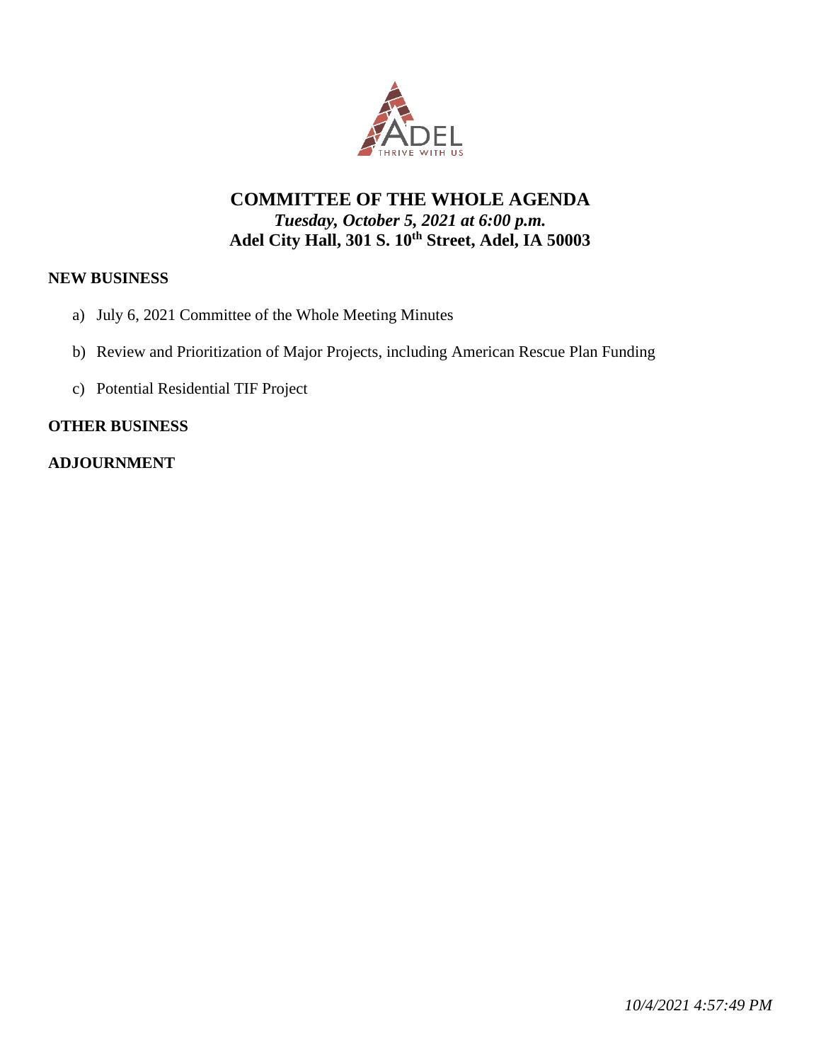# COMMITTEE OF THE WHOLE AGENDA

***Tuesday, October 5, 2021 at 6:00 p.m.***

**Adel City Hall, 301 S. 10th Street, Adel, IA 50003**

## NEW BUSINESS

a) July 6, 2021 Committee of the Whole Meeting Minutes

b) Review and Prioritization of Major Projects, including American Rescue Plan Funding

c) Potential Residential TIF Project

## OTHER BUSINESS

## ADJOURNMENT

*10/4/2021 4:57:49 PM*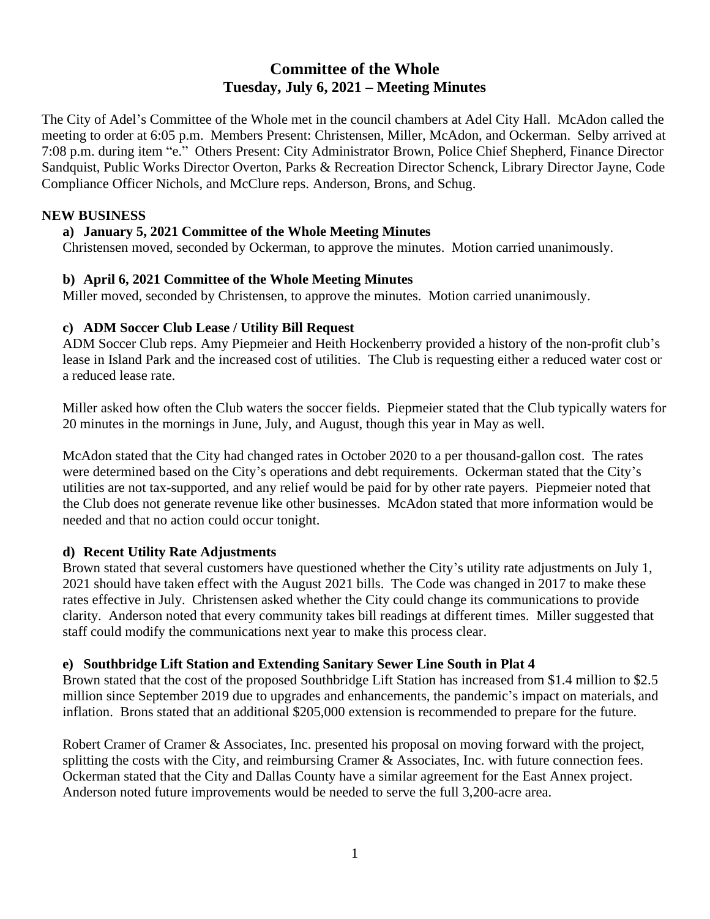# Committee of the Whole
## Tuesday, July 6, 2021 – Meeting Minutes

The City of Adel's Committee of the Whole met in the council chambers at Adel City Hall. McAdon called the meeting to order at 6:05 p.m. Members Present: Christensen, Miller, McAdon, and Ockerman. Selby arrived at 7:08 p.m. during item "e." Others Present: City Administrator Brown, Police Chief Shepherd, Finance Director Sandquist, Public Works Director Overton, Parks & Recreation Director Schenck, Library Director Jayne, Code Compliance Officer Nichols, and McClure reps. Anderson, Brons, and Schug.

### NEW BUSINESS

**a) January 5, 2021 Committee of the Whole Meeting Minutes**

Christensen moved, seconded by Ockerman, to approve the minutes. Motion carried unanimously.

**b) April 6, 2021 Committee of the Whole Meeting Minutes**

Miller moved, seconded by Christensen, to approve the minutes. Motion carried unanimously.

**c) ADM Soccer Club Lease / Utility Bill Request**

ADM Soccer Club reps. Amy Piepmeier and Heith Hockenberry provided a history of the non-profit club's lease in Island Park and the increased cost of utilities. The Club is requesting either a reduced water cost or a reduced lease rate.

Miller asked how often the Club waters the soccer fields. Piepmeier stated that the Club typically waters for 20 minutes in the mornings in June, July, and August, though this year in May as well.

McAdon stated that the City had changed rates in October 2020 to a per thousand-gallon cost. The rates were determined based on the City's operations and debt requirements. Ockerman stated that the City's utilities are not tax-supported, and any relief would be paid for by other rate payers. Piepmeier noted that the Club does not generate revenue like other businesses. McAdon stated that more information would be needed and that no action could occur tonight.

**d) Recent Utility Rate Adjustments**

Brown stated that several customers have questioned whether the City's utility rate adjustments on July 1, 2021 should have taken effect with the August 2021 bills. The Code was changed in 2017 to make these rates effective in July. Christensen asked whether the City could change its communications to provide clarity. Anderson noted that every community takes bill readings at different times. Miller suggested that staff could modify the communications next year to make this process clear.

**e) Southbridge Lift Station and Extending Sanitary Sewer Line South in Plat 4**

Brown stated that the cost of the proposed Southbridge Lift Station has increased from $1.4 million to $2.5 million since September 2019 due to upgrades and enhancements, the pandemic's impact on materials, and inflation. Brons stated that an additional $205,000 extension is recommended to prepare for the future.

Robert Cramer of Cramer & Associates, Inc. presented his proposal on moving forward with the project, splitting the costs with the City, and reimbursing Cramer & Associates, Inc. with future connection fees. Ockerman stated that the City and Dallas County have a similar agreement for the East Annex project. Anderson noted future improvements would be needed to serve the full 3,200-acre area.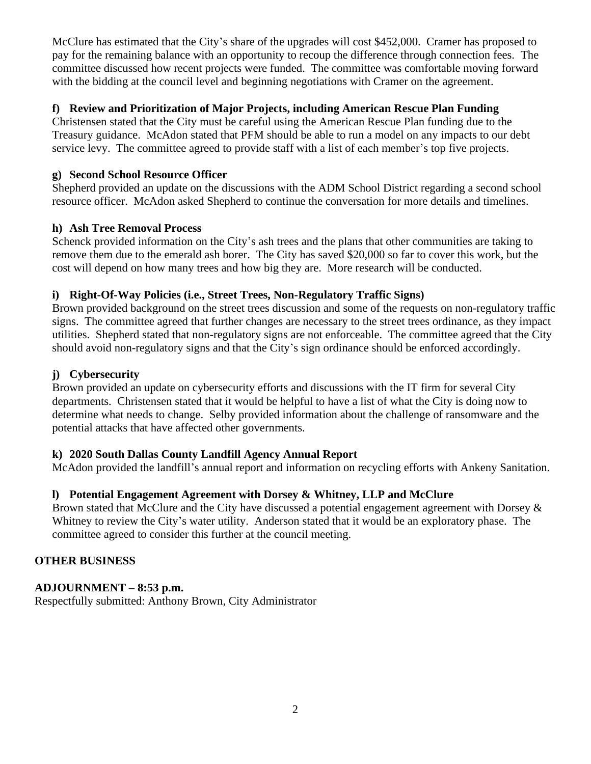McClure has estimated that the City's share of the upgrades will cost $452,000. Cramer has proposed to pay for the remaining balance with an opportunity to recoup the difference through connection fees. The committee discussed how recent projects were funded. The committee was comfortable moving forward with the bidding at the council level and beginning negotiations with Cramer on the agreement.

**f) Review and Prioritization of Major Projects, including American Rescue Plan Funding**
Christensen stated that the City must be careful using the American Rescue Plan funding due to the Treasury guidance. McAdon stated that PFM should be able to run a model on any impacts to our debt service levy. The committee agreed to provide staff with a list of each member's top five projects.

**g) Second School Resource Officer**
Shepherd provided an update on the discussions with the ADM School District regarding a second school resource officer. McAdon asked Shepherd to continue the conversation for more details and timelines.

**h) Ash Tree Removal Process**
Schenck provided information on the City's ash trees and the plans that other communities are taking to remove them due to the emerald ash borer. The City has saved $20,000 so far to cover this work, but the cost will depend on how many trees and how big they are. More research will be conducted.

**i) Right-Of-Way Policies (i.e., Street Trees, Non-Regulatory Traffic Signs)**
Brown provided background on the street trees discussion and some of the requests on non-regulatory traffic signs. The committee agreed that further changes are necessary to the street trees ordinance, as they impact utilities. Shepherd stated that non-regulatory signs are not enforceable. The committee agreed that the City should avoid non-regulatory signs and that the City's sign ordinance should be enforced accordingly.

**j) Cybersecurity**
Brown provided an update on cybersecurity efforts and discussions with the IT firm for several City departments. Christensen stated that it would be helpful to have a list of what the City is doing now to determine what needs to change. Selby provided information about the challenge of ransomware and the potential attacks that have affected other governments.

**k) 2020 South Dallas County Landfill Agency Annual Report**
McAdon provided the landfill's annual report and information on recycling efforts with Ankeny Sanitation.

**l) Potential Engagement Agreement with Dorsey & Whitney, LLP and McClure**
Brown stated that McClure and the City have discussed a potential engagement agreement with Dorsey & Whitney to review the City's water utility. Anderson stated that it would be an exploratory phase. The committee agreed to consider this further at the council meeting.

**OTHER BUSINESS**

**ADJOURNMENT – 8:53 p.m.**
Respectfully submitted: Anthony Brown, City Administrator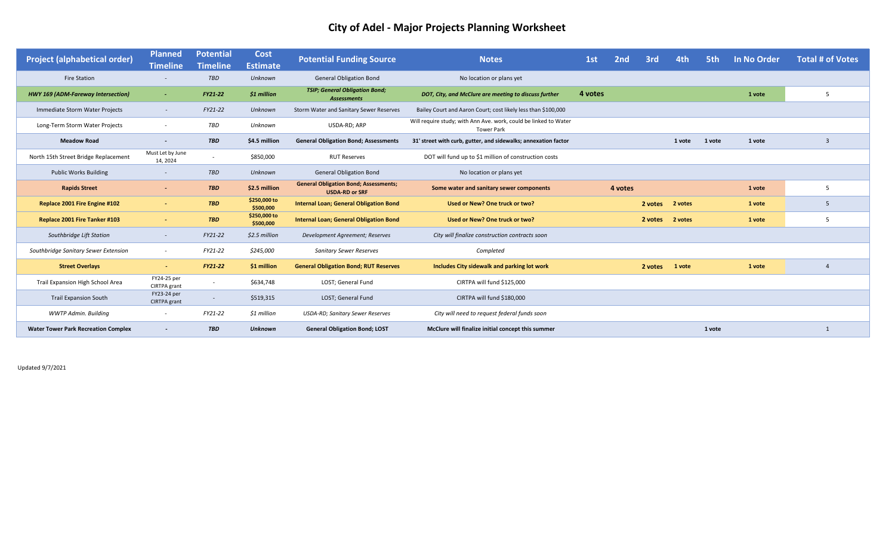# City of Adel - Major Projects Planning Worksheet

| Project (alphabetical order) | Planned Timeline | Potential Timeline | Cost Estimate | Potential Funding Source | Notes | 1st | 2nd | 3rd | 4th | 5th | In No Order | Total # of Votes |
|---|---|---|---|---|---|---|---|---|---|---|---|---|
| Fire Station | - | *TBD* | *Unknown* | General Obligation Bond | No location or plans yet | | | | | | | |
| ***HWY 169 (ADM-Fareway Intersection)*** | **-** | ***FY21-22*** | ***$1 million*** | ***TSIP; General Obligation Bond; Assessments*** | ***DOT, City, and McClure are meeting to discuss further*** | **4 votes** | | | | | **1 vote** | 5 |
| Immediate Storm Water Projects | - | *FY21-22* | *Unknown* | Storm Water and Sanitary Sewer Reserves | Bailey Court and Aaron Court; cost likely less than $100,000 | | | | | | | |
| Long-Term Storm Water Projects | - | *TBD* | *Unknown* | USDA-RD; ARP | Will require study; with Ann Ave. work, could be linked to Water Tower Park | | | | | | | |
| **Meadow Road** | **-** | ***TBD*** | **$4.5 million** | **General Obligation Bond; Assessments** | **31' street with curb, gutter, and sidewalks; annexation factor** | | | | **1 vote** | **1 vote** | **1 vote** | 3 |
| North 15th Street Bridge Replacement | Must Let by June 14, 2024 | - | $850,000 | RUT Reserves | DOT will fund up to $1 million of construction costs | | | | | | | |
| Public Works Building | - | *TBD* | *Unknown* | General Obligation Bond | No location or plans yet | | | | | | | |
| **Rapids Street** | **-** | ***TBD*** | **$2.5 million** | **General Obligation Bond; Assessments; USDA-RD or SRF** | **Some water and sanitary sewer components** | | **4 votes** | | | | **1 vote** | 5 |
| **Replace 2001 Fire Engine #102** | **-** | ***TBD*** | **$250,000 to $500,000** | **Internal Loan; General Obligation Bond** | **Used or New? One truck or two?** | | | **2 votes** | **2 votes** | | **1 vote** | 5 |
| **Replace 2001 Fire Tanker #103** | **-** | ***TBD*** | **$250,000 to $500,000** | **Internal Loan; General Obligation Bond** | **Used or New? One truck or two?** | | | **2 votes** | **2 votes** | | **1 vote** | 5 |
| *Southbridge Lift Station* | - | *FY21-22* | *$2.5 million* | *Development Agreement; Reserves* | *City will finalize construction contracts soon* | | | | | | | |
| *Southbridge Sanitary Sewer Extension* | - | *FY21-22* | *$245,000* | *Sanitary Sewer Reserves* | *Completed* | | | | | | | |
| **Street Overlays** | **-** | ***FY21-22*** | **$1 million** | **General Obligation Bond; RUT Reserves** | **Includes City sidewalk and parking lot work** | | | **2 votes** | **1 vote** | | **1 vote** | 4 |
| Trail Expansion High School Area | FY24-25 per CIRTPA grant | - | $634,748 | LOST; General Fund | CIRTPA will fund $125,000 | | | | | | | |
| Trail Expansion South | FY23-24 per CIRTPA grant | - | $519,315 | LOST; General Fund | CIRTPA will fund $180,000 | | | | | | | |
| *WWTP Admin. Building* | - | *FY21-22* | *$1 million* | *USDA-RD; Sanitary Sewer Reserves* | *City will need to request federal funds soon* | | | | | | | |
| **Water Tower Park Recreation Complex** | **-** | ***TBD*** | ***Unknown*** | **General Obligation Bond; LOST** | **McClure will finalize initial concept this summer** | | | | | **1 vote** | | 1 |

Updated 9/7/2021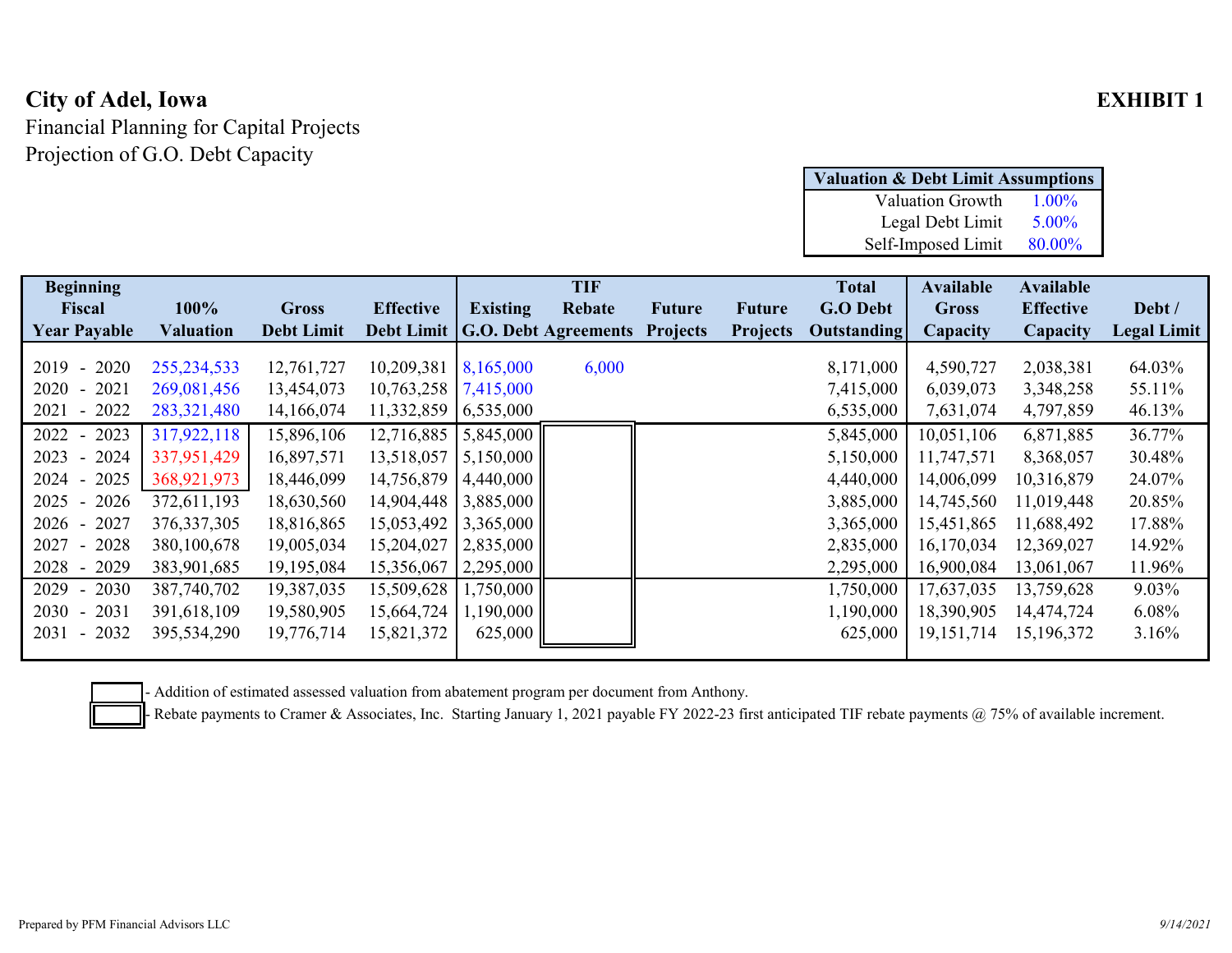# City of Adel, Iowa

**EXHIBIT 1**

Financial Planning for Capital Projects
Projection of G.O. Debt Capacity

| Valuation & Debt Limit Assumptions | |
|---|---|
| Valuation Growth | 1.00% |
| Legal Debt Limit | 5.00% |
| Self-Imposed Limit | 80.00% |

| Beginning Fiscal Year Payable | 100% Valuation | Gross Debt Limit | Effective Debt Limit | Existing G.O. Debt | TIF Rebate Agreements | Future Projects | Future Projects | Total G.O Debt Outstanding | Available Gross Capacity | Available Effective Capacity | Debt / Legal Limit |
|---|---|---|---|---|---|---|---|---|---|---|---|
| 2019 - 2020 | 255,234,533 | 12,761,727 | 10,209,381 | 8,165,000 | 6,000 | | | 8,171,000 | 4,590,727 | 2,038,381 | 64.03% |
| 2020 - 2021 | 269,081,456 | 13,454,073 | 10,763,258 | 7,415,000 | | | | 7,415,000 | 6,039,073 | 3,348,258 | 55.11% |
| 2021 - 2022 | 283,321,480 | 14,166,074 | 11,332,859 | 6,535,000 | | | | 6,535,000 | 7,631,074 | 4,797,859 | 46.13% |
| 2022 - 2023 | 317,922,118 | 15,896,106 | 12,716,885 | 5,845,000 | | | | 5,845,000 | 10,051,106 | 6,871,885 | 36.77% |
| 2023 - 2024 | 337,951,429 | 16,897,571 | 13,518,057 | 5,150,000 | | | | 5,150,000 | 11,747,571 | 8,368,057 | 30.48% |
| 2024 - 2025 | 368,921,973 | 18,446,099 | 14,756,879 | 4,440,000 | | | | 4,440,000 | 14,006,099 | 10,316,879 | 24.07% |
| 2025 - 2026 | 372,611,193 | 18,630,560 | 14,904,448 | 3,885,000 | | | | 3,885,000 | 14,745,560 | 11,019,448 | 20.85% |
| 2026 - 2027 | 376,337,305 | 18,816,865 | 15,053,492 | 3,365,000 | | | | 3,365,000 | 15,451,865 | 11,688,492 | 17.88% |
| 2027 - 2028 | 380,100,678 | 19,005,034 | 15,204,027 | 2,835,000 | | | | 2,835,000 | 16,170,034 | 12,369,027 | 14.92% |
| 2028 - 2029 | 383,901,685 | 19,195,084 | 15,356,067 | 2,295,000 | | | | 2,295,000 | 16,900,084 | 13,061,067 | 11.96% |
| 2029 - 2030 | 387,740,702 | 19,387,035 | 15,509,628 | 1,750,000 | | | | 1,750,000 | 17,637,035 | 13,759,628 | 9.03% |
| 2030 - 2031 | 391,618,109 | 19,580,905 | 15,664,724 | 1,190,000 | | | | 1,190,000 | 18,390,905 | 14,474,724 | 6.08% |
| 2031 - 2032 | 395,534,290 | 19,776,714 | 15,821,372 | 625,000 | | | | 625,000 | 19,151,714 | 15,196,372 | 3.16% |

[Box] - Addition of estimated assessed valuation from abatement program per document from Anthony.

[Double box] - Rebate payments to Cramer & Associates, Inc. Starting January 1, 2021 payable FY 2022-23 first anticipated TIF rebate payments @ 75% of available increment.

Prepared by PFM Financial Advisors LLC

*9/14/2021*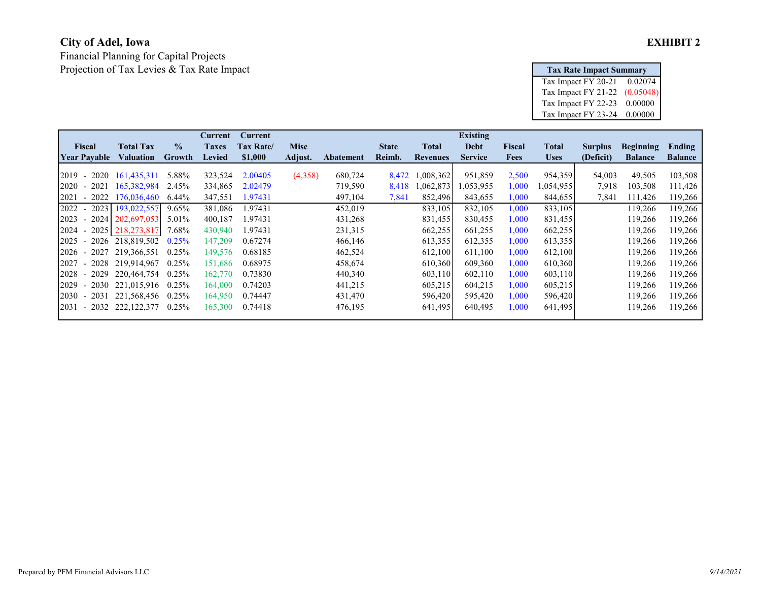# City of Adel, Iowa

**EXHIBIT 2**

Financial Planning for Capital Projects

Projection of Tax Levies & Tax Rate Impact

| Tax Rate Impact Summary | |
|---|---|
| Tax Impact FY 20-21 | 0.02074 |
| Tax Impact FY 21-22 | (0.05048) |
| Tax Impact FY 22-23 | 0.00000 |
| Tax Impact FY 23-24 | 0.00000 |

| Fiscal Year Payable | Total Tax Valuation | % Growth | Current Taxes Levied | Current Tax Rate/ $1,000 | Misc Adjust. | Abatement | State Reimb. | Total Revenues | Existing Debt Service | Fiscal Fees | Total Uses | Surplus (Deficit) | Beginning Balance | Ending Balance |
|---|---|---|---|---|---|---|---|---|---|---|---|---|---|---|
| 2019 - 2020 | 161,435,311 | 5.88% | 323,524 | 2.00405 | (4,358) | 680,724 | 8,472 | 1,008,362 | 951,859 | 2,500 | 954,359 | 54,003 | 49,505 | 103,508 |
| 2020 - 2021 | 165,382,984 | 2.45% | 334,865 | 2.02479 | | 719,590 | 8,418 | 1,062,873 | 1,053,955 | 1,000 | 1,054,955 | 7,918 | 103,508 | 111,426 |
| 2021 - 2022 | 176,036,460 | 6.44% | 347,551 | 1.97431 | | 497,104 | 7,841 | 852,496 | 843,655 | 1,000 | 844,655 | 7,841 | 111,426 | 119,266 |
| 2022 - 2023 | 193,022,557 | 9.65% | 381,086 | 1.97431 | | 452,019 | | 833,105 | 832,105 | 1,000 | 833,105 | | 119,266 | 119,266 |
| 2023 - 2024 | 202,697,053 | 5.01% | 400,187 | 1.97431 | | 431,268 | | 831,455 | 830,455 | 1,000 | 831,455 | | 119,266 | 119,266 |
| 2024 - 2025 | 218,273,817 | 7.68% | 430,940 | 1.97431 | | 231,315 | | 662,255 | 661,255 | 1,000 | 662,255 | | 119,266 | 119,266 |
| 2025 - 2026 | 218,819,502 | 0.25% | 147,209 | 0.67274 | | 466,146 | | 613,355 | 612,355 | 1,000 | 613,355 | | 119,266 | 119,266 |
| 2026 - 2027 | 219,366,551 | 0.25% | 149,576 | 0.68185 | | 462,524 | | 612,100 | 611,100 | 1,000 | 612,100 | | 119,266 | 119,266 |
| 2027 - 2028 | 219,914,967 | 0.25% | 151,686 | 0.68975 | | 458,674 | | 610,360 | 609,360 | 1,000 | 610,360 | | 119,266 | 119,266 |
| 2028 - 2029 | 220,464,754 | 0.25% | 162,770 | 0.73830 | | 440,340 | | 603,110 | 602,110 | 1,000 | 603,110 | | 119,266 | 119,266 |
| 2029 - 2030 | 221,015,916 | 0.25% | 164,000 | 0.74203 | | 441,215 | | 605,215 | 604,215 | 1,000 | 605,215 | | 119,266 | 119,266 |
| 2030 - 2031 | 221,568,456 | 0.25% | 164,950 | 0.74447 | | 431,470 | | 596,420 | 595,420 | 1,000 | 596,420 | | 119,266 | 119,266 |
| 2031 - 2032 | 222,122,377 | 0.25% | 165,300 | 0.74418 | | 476,195 | | 641,495 | 640,495 | 1,000 | 641,495 | | 119,266 | 119,266 |

Prepared by PFM Financial Advisors LLC

*9/14/2021*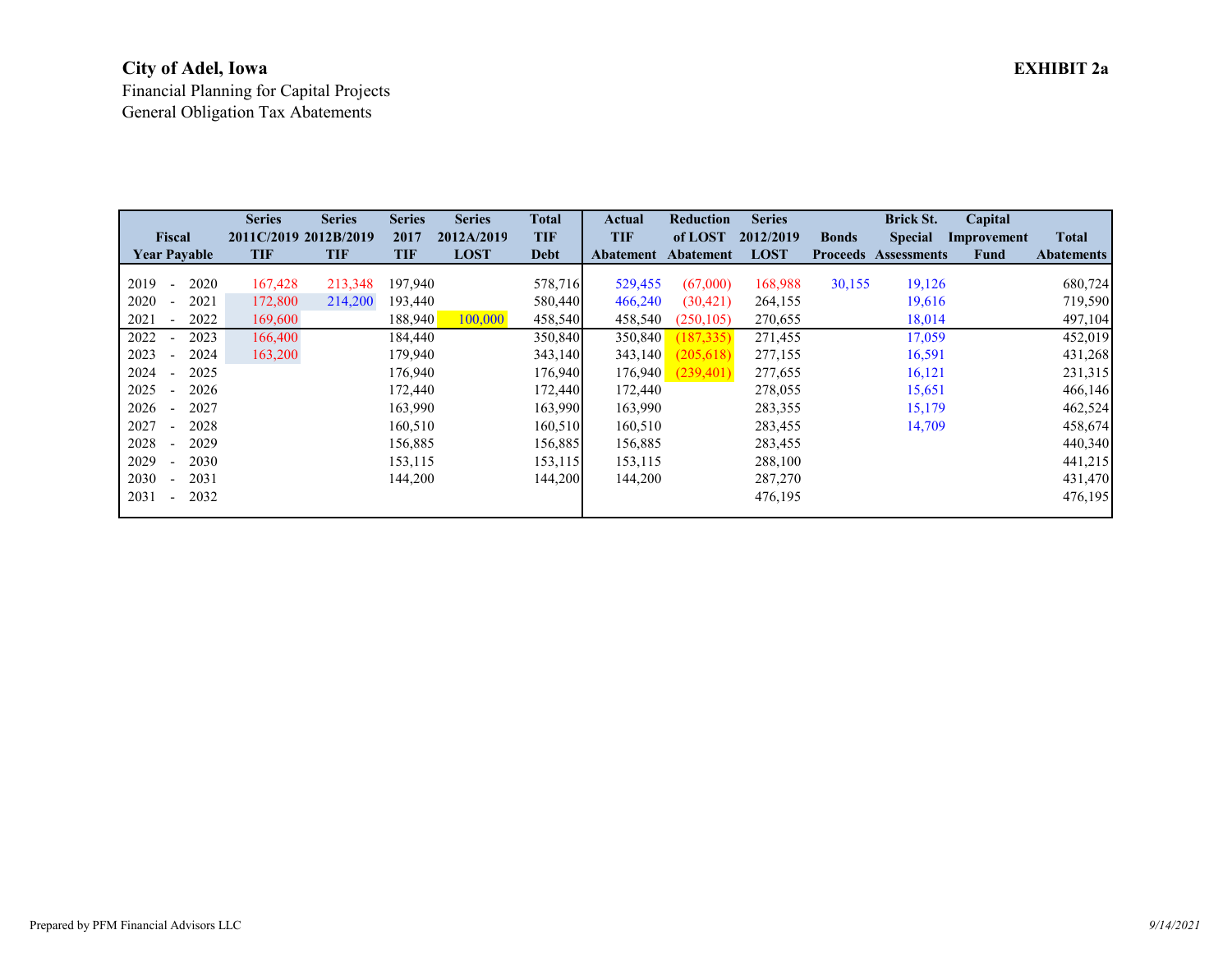**City of Adel, Iowa**

Financial Planning for Capital Projects

General Obligation Tax Abatements

**EXHIBIT 2a**

| Fiscal Year Payable | Series 2011C/2019 TIF | Series 2012B/2019 TIF | Series 2017 TIF | Series 2012A/2019 LOST | Total TIF Debt | Actual TIF Abatement | Reduction of LOST Abatement | Series 2012/2019 LOST | Bonds Proceeds | Brick St. Special Assessments | Capital Improvement Fund | Total Abatements |
|---|---|---|---|---|---|---|---|---|---|---|---|---|
| 2019 - 2020 | 167,428 | 213,348 | 197,940 | | 578,716 | 529,455 | (67,000) | 168,988 | 30,155 | 19,126 | | 680,724 |
| 2020 - 2021 | 172,800 | 214,200 | 193,440 | | 580,440 | 466,240 | (30,421) | 264,155 | | 19,616 | | 719,590 |
| 2021 - 2022 | 169,600 | | 188,940 | 100,000 | 458,540 | 458,540 | (250,105) | 270,655 | | 18,014 | | 497,104 |
| 2022 - 2023 | 166,400 | | 184,440 | | 350,840 | 350,840 | (187,335) | 271,455 | | 17,059 | | 452,019 |
| 2023 - 2024 | 163,200 | | 179,940 | | 343,140 | 343,140 | (205,618) | 277,155 | | 16,591 | | 431,268 |
| 2024 - 2025 | | | 176,940 | | 176,940 | 176,940 | (239,401) | 277,655 | | 16,121 | | 231,315 |
| 2025 - 2026 | | | 172,440 | | 172,440 | 172,440 | | 278,055 | | 15,651 | | 466,146 |
| 2026 - 2027 | | | 163,990 | | 163,990 | 163,990 | | 283,355 | | 15,179 | | 462,524 |
| 2027 - 2028 | | | 160,510 | | 160,510 | 160,510 | | 283,455 | | 14,709 | | 458,674 |
| 2028 - 2029 | | | 156,885 | | 156,885 | 156,885 | | 283,455 | | | | 440,340 |
| 2029 - 2030 | | | 153,115 | | 153,115 | 153,115 | | 288,100 | | | | 441,215 |
| 2030 - 2031 | | | 144,200 | | 144,200 | 144,200 | | 287,270 | | | | 431,470 |
| 2031 - 2032 | | | | | | | | 476,195 | | | | 476,195 |

Prepared by PFM Financial Advisors LLC

*9/14/2021*